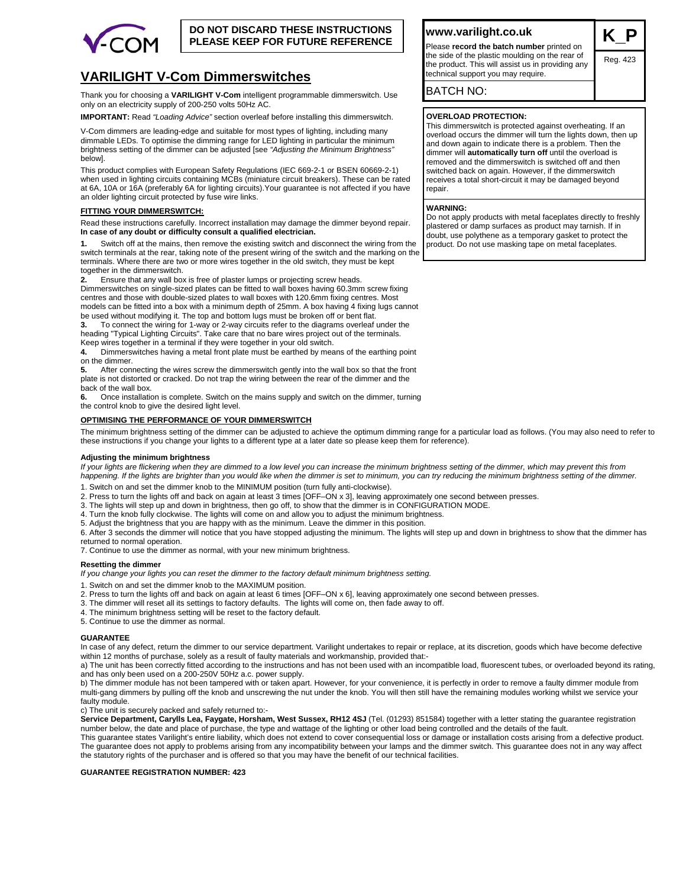**DO NOT DISCARD THESE INSTRUCTIONS**
**PLEASE KEEP FOR FUTURE REFERENCE**

# VARILIGHT V-Com Dimmerswitches

Thank you for choosing a **VARILIGHT V-Com** intelligent programmable dimmerswitch. Use only on an electricity supply of 200-250 volts 50Hz AC.

**IMPORTANT:** Read *"Loading Advice"* section overleaf before installing this dimmerswitch.

V-Com dimmers are leading-edge and suitable for most types of lighting, including many dimmable LEDs. To optimise the dimming range for LED lighting in particular the minimum brightness setting of the dimmer can be adjusted [see *"Adjusting the Minimum Brightness"* below].

This product complies with European Safety Regulations (IEC 669-2-1 or BSEN 60669-2-1) when used in lighting circuits containing MCBs (miniature circuit breakers). These can be rated at 6A, 10A or 16A (preferably 6A for lighting circuits).Your guarantee is not affected if you have an older lighting circuit protected by fuse wire links.

## FITTING YOUR DIMMERSWITCH:

Read these instructions carefully. Incorrect installation may damage the dimmer beyond repair. **In case of any doubt or difficulty consult a qualified electrician.**

**1.** Switch off at the mains, then remove the existing switch and disconnect the wiring from the switch terminals at the rear, taking note of the present wiring of the switch and the marking on the terminals. Where there are two or more wires together in the old switch, they must be kept together in the dimmerswitch.

**2.** Ensure that any wall box is free of plaster lumps or projecting screw heads.
Dimmerswitches on single-sized plates can be fitted to wall boxes having 60.3mm screw fixing centres and those with double-sized plates to wall boxes with 120.6mm fixing centres. Most models can be fitted into a box with a minimum depth of 25mm. A box having 4 fixing lugs cannot be used without modifying it. The top and bottom lugs must be broken off or bent flat.

**3.** To connect the wiring for 1-way or 2-way circuits refer to the diagrams overleaf under the heading "Typical Lighting Circuits". Take care that no bare wires project out of the terminals. Keep wires together in a terminal if they were together in your old switch.

**4.** Dimmerswitches having a metal front plate must be earthed by means of the earthing point on the dimmer.

**5.** After connecting the wires screw the dimmerswitch gently into the wall box so that the front plate is not distorted or cracked. Do not trap the wiring between the rear of the dimmer and the back of the wall box.

**6.** Once installation is complete. Switch on the mains supply and switch on the dimmer, turning the control knob to give the desired light level.

**www.varilight.co.uk**

Please **record the batch number** printed on the side of the plastic moulding on the rear of the product. This will assist us in providing any technical support you may require.

BATCH NO:

**K_P**
Reg. 423

**OVERLOAD PROTECTION:**
This dimmerswitch is protected against overheating. If an overload occurs the dimmer will turn the lights down, then up and down again to indicate there is a problem. Then the dimmer will **automatically turn off** until the overload is removed and the dimmerswitch is switched off and then switched back on again. However, if the dimmerswitch receives a total short-circuit it may be damaged beyond repair.

**WARNING:**
Do not apply products with metal faceplates directly to freshly plastered or damp surfaces as product may tarnish. If in doubt, use polythene as a temporary gasket to protect the product. Do not use masking tape on metal faceplates.

## OPTIMISING THE PERFORMANCE OF YOUR DIMMERSWITCH

The minimum brightness setting of the dimmer can be adjusted to achieve the optimum dimming range for a particular load as follows. (You may also need to refer to these instructions if you change your lights to a different type at a later date so please keep them for reference).

### Adjusting the minimum brightness

*If your lights are flickering when they are dimmed to a low level you can increase the minimum brightness setting of the dimmer, which may prevent this from happening. If the lights are brighter than you would like when the dimmer is set to minimum, you can try reducing the minimum brightness setting of the dimmer.*

1. Switch on and set the dimmer knob to the MINIMUM position (turn fully anti-clockwise).
2. Press to turn the lights off and back on again at least 3 times [OFF–ON x 3], leaving approximately one second between presses.
3. The lights will step up and down in brightness, then go off, to show that the dimmer is in CONFIGURATION MODE.
4. Turn the knob fully clockwise. The lights will come on and allow you to adjust the minimum brightness.
5. Adjust the brightness that you are happy with as the minimum. Leave the dimmer in this position.
6. After 3 seconds the dimmer will notice that you have stopped adjusting the minimum. The lights will step up and down in brightness to show that the dimmer has returned to normal operation.
7. Continue to use the dimmer as normal, with your new minimum brightness.

### Resetting the dimmer

*If you change your lights you can reset the dimmer to the factory default minimum brightness setting.*

1. Switch on and set the dimmer knob to the MAXIMUM position.
2. Press to turn the lights off and back on again at least 6 times [OFF–ON x 6], leaving approximately one second between presses.
3. The dimmer will reset all its settings to factory defaults. The lights will come on, then fade away to off.
4. The minimum brightness setting will be reset to the factory default.
5. Continue to use the dimmer as normal.

### GUARANTEE

In case of any defect, return the dimmer to our service department. Varilight undertakes to repair or replace, at its discretion, goods which have become defective within 12 months of purchase, solely as a result of faulty materials and workmanship, provided that:-

a) The unit has been correctly fitted according to the instructions and has not been used with an incompatible load, fluorescent tubes, or overloaded beyond its rating, and has only been used on a 200-250V 50Hz a.c. power supply.

b) The dimmer module has not been tampered with or taken apart. However, for your convenience, it is perfectly in order to remove a faulty dimmer module from multi-gang dimmers by pulling off the knob and unscrewing the nut under the knob. You will then still have the remaining modules working whilst we service your faulty module.

c) The unit is securely packed and safely returned to:-

**Service Department, Carylls Lea, Faygate, Horsham, West Sussex, RH12 4SJ** (Tel. (01293) 851584) together with a letter stating the guarantee registration number below, the date and place of purchase, the type and wattage of the lighting or other load being controlled and the details of the fault.

This guarantee states Varilight's entire liability, which does not extend to cover consequential loss or damage or installation costs arising from a defective product. The guarantee does not apply to problems arising from any incompatibility between your lamps and the dimmer switch. This guarantee does not in any way affect the statutory rights of the purchaser and is offered so that you may have the benefit of our technical facilities.

**GUARANTEE REGISTRATION NUMBER: 423**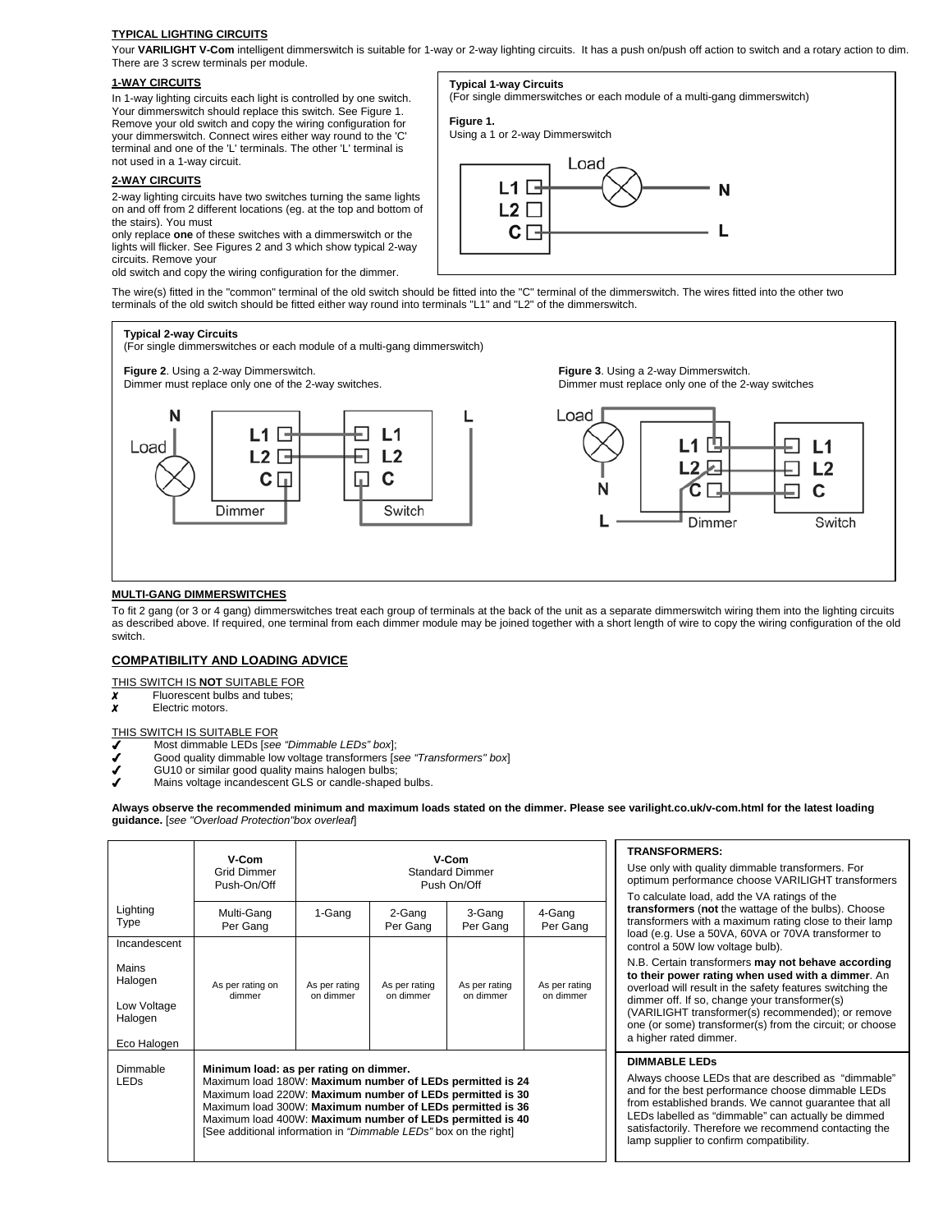**TYPICAL LIGHTING CIRCUITS**

Your **VARILIGHT V-Com** intelligent dimmerswitch is suitable for 1-way or 2-way lighting circuits. It has a push on/push off action to switch and a rotary action to dim. There are 3 screw terminals per module.

**1-WAY CIRCUITS**

In 1-way lighting circuits each light is controlled by one switch. Your dimmerswitch should replace this switch. See Figure 1. Remove your old switch and copy the wiring configuration for your dimmerswitch. Connect wires either way round to the 'C' terminal and one of the 'L' terminals. The other 'L' terminal is not used in a 1-way circuit.

**2-WAY CIRCUITS**

2-way lighting circuits have two switches turning the same lights on and off from 2 different locations (eg. at the top and bottom of the stairs). You must only replace **one** of these switches with a dimmerswitch or the lights will flicker. See Figures 2 and 3 which show typical 2-way circuits. Remove your old switch and copy the wiring configuration for the dimmer.

**Typical 1-way Circuits**
(For single dimmerswitches or each module of a multi-gang dimmerswitch)

**Figure 1.**
Using a 1 or 2-way Dimmerswitch

Load
L1
L2
C
N
L

The wire(s) fitted in the "common" terminal of the old switch should be fitted into the "C" terminal of the dimmerswitch. The wires fitted into the other two terminals of the old switch should be fitted either way round into terminals "L1" and "L2" of the dimmerswitch.

**Typical 2-way Circuits**
(For single dimmerswitches or each module of a multi-gang dimmerswitch)

**Figure 2**. Using a 2-way Dimmerswitch.
Dimmer must replace only one of the 2-way switches.

N
Load
L1
L2
C
Dimmer
L1
L2
C
Switch
L

**Figure 3**. Using a 2-way Dimmerswitch.
Dimmer must replace only one of the 2-way switches

Load
N
L
L1
L2
C
Dimmer
L1
L2
C
Switch

**MULTI-GANG DIMMERSWITCHES**

To fit 2 gang (or 3 or 4 gang) dimmerswitches treat each group of terminals at the back of the unit as a separate dimmerswitch wiring them into the lighting circuits as described above. If required, one terminal from each dimmer module may be joined together with a short length of wire to copy the wiring configuration of the old switch.

## COMPATIBILITY AND LOADING ADVICE

THIS SWITCH IS **NOT** SUITABLE FOR
- ✗ Fluorescent bulbs and tubes;
- ✗ Electric motors.

THIS SWITCH IS SUITABLE FOR
- ✓ Most dimmable LEDs [*see "Dimmable LEDs" box*];
- ✓ Good quality dimmable low voltage transformers [*see "Transformers" box*]
- ✓ GU10 or similar good quality mains halogen bulbs;
- ✓ Mains voltage incandescent GLS or candle-shaped bulbs.

**Always observe the recommended minimum and maximum loads stated on the dimmer. Please see varilight.co.uk/v-com.html for the latest loading guidance.** [*see "Overload Protection"box overleaf*]

| | **V-Com** Grid Dimmer Push-On/Off | **V-Com** Standard Dimmer Push On/Off | | | |
|---|---|---|---|---|---|
| Lighting Type | Multi-Gang Per Gang | 1-Gang | 2-Gang Per Gang | 3-Gang Per Gang | 4-Gang Per Gang |
| Incandescent<br>Mains Halogen<br>Low Voltage Halogen<br>Eco Halogen | As per rating on dimmer | As per rating on dimmer | As per rating on dimmer | As per rating on dimmer | As per rating on dimmer |
| Dimmable LEDs | **Minimum load: as per rating on dimmer.**<br>Maximum load 180W: **Maximum number of LEDs permitted is 24**<br>Maximum load 220W: **Maximum number of LEDs permitted is 30**<br>Maximum load 300W: **Maximum number of LEDs permitted is 36**<br>Maximum load 400W: **Maximum number of LEDs permitted is 40**<br>[See additional information in *"Dimmable LEDs"* box on the right] | | | | |

**TRANSFORMERS:**

Use only with quality dimmable transformers. For optimum performance choose VARILIGHT transformers

To calculate load, add the VA ratings of the **transformers** (**not** the wattage of the bulbs). Choose transformers with a maximum rating close to their lamp load (e.g. Use a 50VA, 60VA or 70VA transformer to control a 50W low voltage bulb).

N.B. Certain transformers **may not behave according to their power rating when used with a dimmer**. An overload will result in the safety features switching the dimmer off. If so, change your transformer(s) (VARILIGHT transformer(s) recommended); or remove one (or some) transformer(s) from the circuit; or choose a higher rated dimmer.

**DIMMABLE LEDs**

Always choose LEDs that are described as "dimmable" and for the best performance choose dimmable LEDs from established brands. We cannot guarantee that all LEDs labelled as "dimmable" can actually be dimmed satisfactorily. Therefore we recommend contacting the lamp supplier to confirm compatibility.